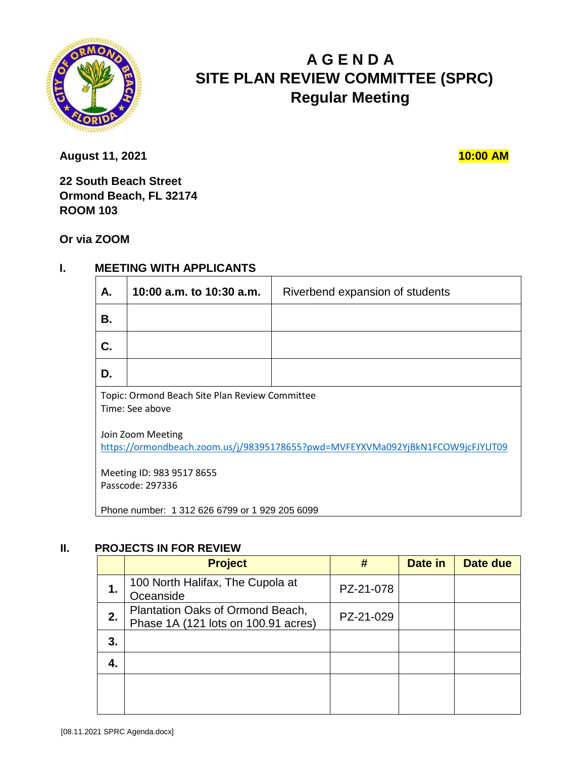# A G E N D A
# SITE PLAN REVIEW COMMITTEE (SPRC)
## Regular Meeting

**August 11, 2021** **10:00 AM**

**22 South Beach Street**
**Ormond Beach, FL 32174**
**ROOM 103**

**Or via ZOOM**

## I. MEETING WITH APPLICANTS

| | | |
|---|---|---|
| **A.** | **10:00 a.m. to 10:30 a.m.** | Riverbend expansion of students |
| **B.** | | |
| **C.** | | |
| **D.** | | |

Topic: Ormond Beach Site Plan Review Committee
Time: See above

Join Zoom Meeting
https://ormondbeach.zoom.us/j/98395178655?pwd=MVFEYXVMa092YjBkN1FCOW9jcFJYUT09

Meeting ID: 983 9517 8655
Passcode: 297336

Phone number: 1 312 626 6799 or 1 929 205 6099

## II. PROJECTS IN FOR REVIEW

| | Project | # | Date in | Date due |
|---|---|---|---|---|
| **1.** | 100 North Halifax, The Cupola at Oceanside | PZ-21-078 | | |
| **2.** | Plantation Oaks of Ormond Beach, Phase 1A (121 lots on 100.91 acres) | PZ-21-029 | | |
| **3.** | | | | |
| **4.** | | | | |
| | | | | |

[08.11.2021 SPRC Agenda.docx]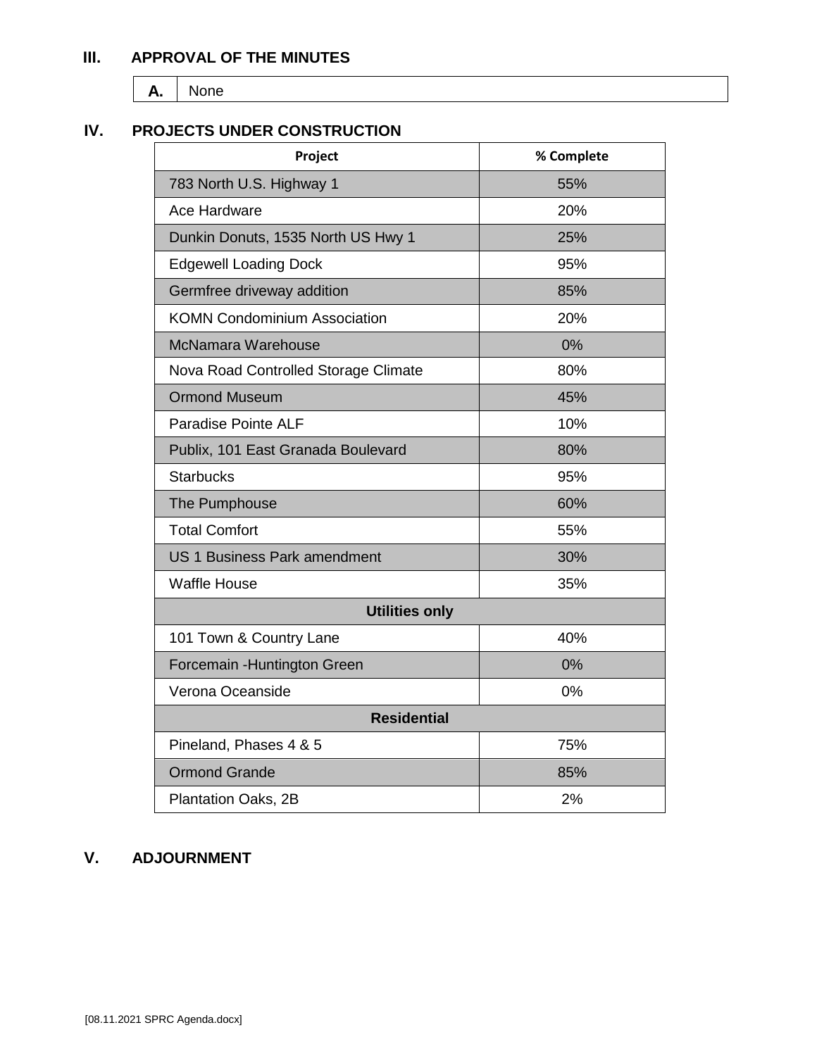## III. APPROVAL OF THE MINUTES

| | |
|---|---|
| **A.** | None |

## IV. PROJECTS UNDER CONSTRUCTION

| Project | % Complete |
|---|---|
| 783 North U.S. Highway 1 | 55% |
| Ace Hardware | 20% |
| Dunkin Donuts, 1535 North US Hwy 1 | 25% |
| Edgewell Loading Dock | 95% |
| Germfree driveway addition | 85% |
| KOMN Condominium Association | 20% |
| McNamara Warehouse | 0% |
| Nova Road Controlled Storage Climate | 80% |
| Ormond Museum | 45% |
| Paradise Pointe ALF | 10% |
| Publix, 101 East Granada Boulevard | 80% |
| Starbucks | 95% |
| The Pumphouse | 60% |
| Total Comfort | 55% |
| US 1 Business Park amendment | 30% |
| Waffle House | 35% |
| **Utilities only** | |
| 101 Town & Country Lane | 40% |
| Forcemain -Huntington Green | 0% |
| Verona Oceanside | 0% |
| **Residential** | |
| Pineland, Phases 4 & 5 | 75% |
| Ormond Grande | 85% |
| Plantation Oaks, 2B | 2% |

## V. ADJOURNMENT

[08.11.2021 SPRC Agenda.docx]